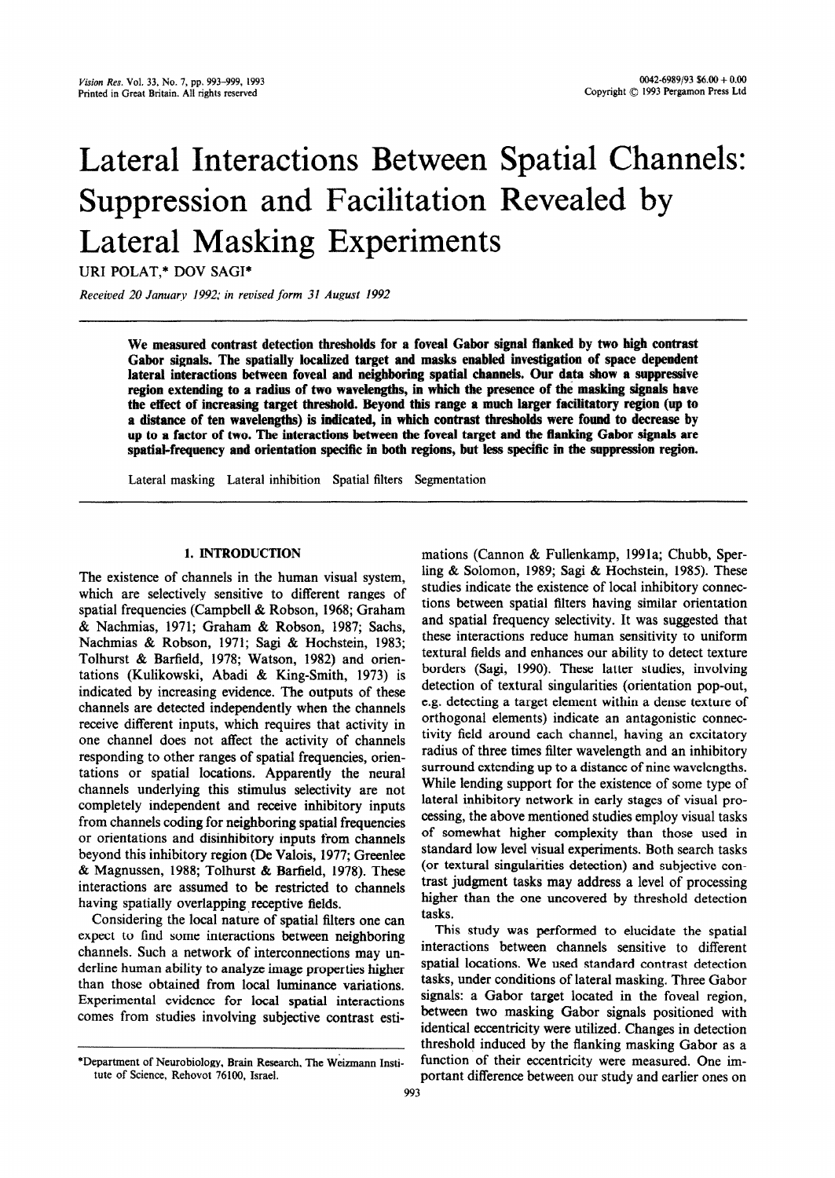# Lateral Interactions Between Spatial Channels: Suppression and Facilitation Revealed by Lateral Masking Experiments

URI POLAT,* DOV SAGI*

*Received 20 January 1992; in revised form 31 August 1992*

**We measured contrast detection thresholds for a foveal Gabor signal flanked by two high contrast Gabor signals. The spatially localized target and masks enabled investigation of space dependent lateral interactions between foveal and neighboring spatial channels. Our data show a suppressive region extending to a radius of two wavelengths, in which the presence of the masking signals have the effect of increasing target threshold. Beyond this range a much larger facilitatory region (up to a distance of ten wavelengths) is indicated, in which contrast thresholds were found to decrease by up to a factor of two. The interactions between the foveal target and the flanking Gabor signals are spatial-frequency and orientation specific in both regions, but less specific in the suppression region.**

Lateral masking   Lateral inhibition   Spatial filters   Segmentation

## 1. INTRODUCTION

The existence of channels in the human visual system, which are selectively sensitive to different ranges of spatial frequencies (Campbell & Robson, 1968; Graham & Nachmias, 1971; Graham & Robson, 1987; Sachs, Nachmias & Robson, 1971; Sagi & Hochstein, 1983; Tolhurst & Barfield, 1978; Watson, 1982) and orientations (Kulikowski, Abadi & King-Smith, 1973) is indicated by increasing evidence. The outputs of these channels are detected independently when the channels receive different inputs, which requires that activity in one channel does not affect the activity of channels responding to other ranges of spatial frequencies, orientations or spatial locations. Apparently the neural channels underlying this stimulus selectivity are not completely independent and receive inhibitory inputs from channels coding for neighboring spatial frequencies or orientations and disinhibitory inputs from channels beyond this inhibitory region (De Valois, 1977; Greenlee & Magnussen, 1988; Tolhurst & Barfield, 1978). These interactions are assumed to be restricted to channels having spatially overlapping receptive fields.

Considering the local nature of spatial filters one can expect to find some interactions between neighboring channels. Such a network of interconnections may underline human ability to analyze image properties higher than those obtained from local luminance variations. Experimental evidence for local spatial interactions comes from studies involving subjective contrast estimations (Cannon & Fullenkamp, 1991a; Chubb, Sperling & Solomon, 1989; Sagi & Hochstein, 1985). These studies indicate the existence of local inhibitory connections between spatial filters having similar orientation and spatial frequency selectivity. It was suggested that these interactions reduce human sensitivity to uniform textural fields and enhances our ability to detect texture borders (Sagi, 1990). These latter studies, involving detection of textural singularities (orientation pop-out, e.g. detecting a target element within a dense texture of orthogonal elements) indicate an antagonistic connectivity field around each channel, having an excitatory radius of three times filter wavelength and an inhibitory surround extending up to a distance of nine wavelengths. While lending support for the existence of some type of lateral inhibitory network in early stages of visual processing, the above mentioned studies employ visual tasks of somewhat higher complexity than those used in standard low level visual experiments. Both search tasks (or textural singularities detection) and subjective contrast judgment tasks may address a level of processing higher than the one uncovered by threshold detection tasks.

This study was performed to elucidate the spatial interactions between channels sensitive to different spatial locations. We used standard contrast detection tasks, under conditions of lateral masking. Three Gabor signals: a Gabor target located in the foveal region, between two masking Gabor signals positioned with identical eccentricity were utilized. Changes in detection threshold induced by the flanking masking Gabor as a function of their eccentricity were measured. One important difference between our study and earlier ones on

*Department of Neurobiology, Brain Research, The Weizmann Institute of Science, Rehovot 76100, Israel.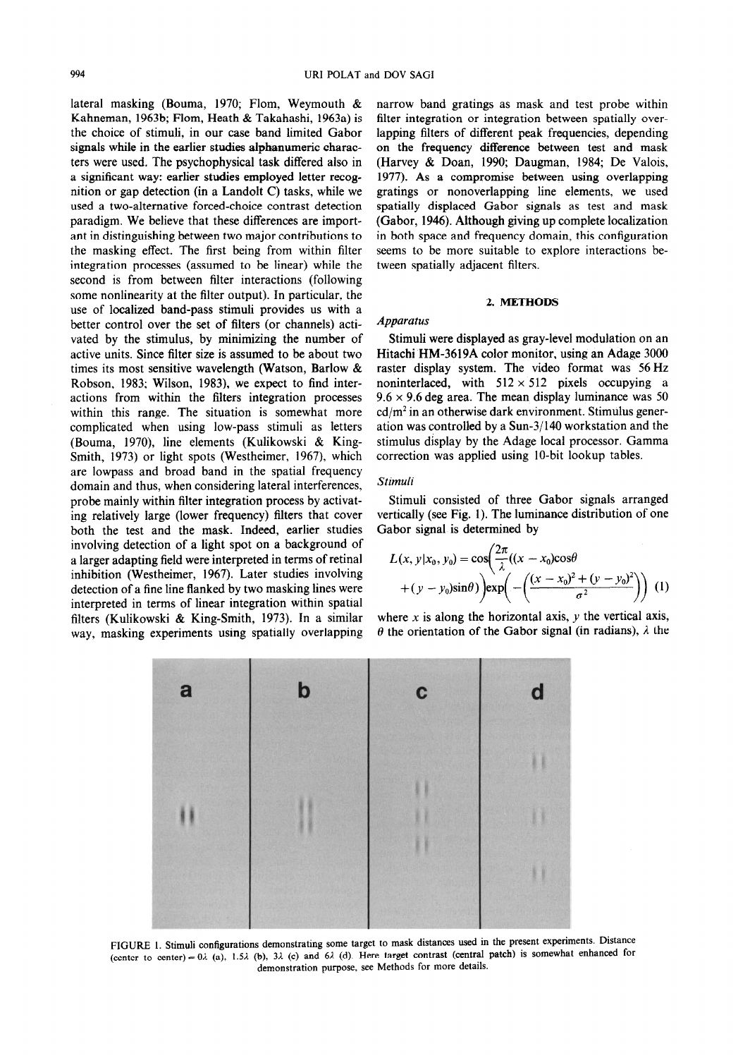lateral masking (Bouma, 1970; Flom, Weymouth & Kahneman, 1963b; Flom, Heath & Takahashi, 1963a) is the choice of stimuli, in our case band limited Gabor signals while in the earlier studies alphanumeric characters were used. The psychophysical task differed also in a significant way: earlier studies employed letter recognition or gap detection (in a Landolt C) tasks, while we used a two-alternative forced-choice contrast detection paradigm. We believe that these differences are important in distinguishing between two major contributions to the masking effect. The first being from within filter integration processes (assumed to be linear) while the second is from between filter interactions (following some nonlinearity at the filter output). In particular, the use of localized band-pass stimuli provides us with a better control over the set of filters (or channels) activated by the stimulus, by minimizing the number of active units. Since filter size is assumed to be about two times its most sensitive wavelength (Watson, Barlow & Robson, 1983; Wilson, 1983), we expect to find interactions from within the filters integration processes within this range. The situation is somewhat more complicated when using low-pass stimuli as letters (Bouma, 1970), line elements (Kulikowski & King-Smith, 1973) or light spots (Westheimer, 1967), which are lowpass and broad band in the spatial frequency domain and thus, when considering lateral interferences, probe mainly within filter integration process by activating relatively large (lower frequency) filters that cover both the test and the mask. Indeed, earlier studies involving detection of a light spot on a background of a larger adapting field were interpreted in terms of retinal inhibition (Westheimer, 1967). Later studies involving detection of a fine line flanked by two masking lines were interpreted in terms of linear integration within spatial filters (Kulikowski & King-Smith, 1973). In a similar way, masking experiments using spatially overlapping narrow band gratings as mask and test probe within filter integration or integration between spatially overlapping filters of different peak frequencies, depending on the frequency difference between test and mask (Harvey & Doan, 1990; Daugman, 1984; De Valois, 1977). As a compromise between using overlapping gratings or nonoverlapping line elements, we used spatially displaced Gabor signals as test and mask (Gabor, 1946). Although giving up complete localization in both space and frequency domain, this configuration seems to be more suitable to explore interactions between spatially adjacent filters.

## 2. METHODS

### *Apparatus*

Stimuli were displayed as gray-level modulation on an Hitachi HM-3619A color monitor, using an Adage 3000 raster display system. The video format was 56 Hz noninterlaced, with $512 \times 512$ pixels occupying a $9.6 \times 9.6$ deg area. The mean display luminance was 50 cd/m$^2$ in an otherwise dark environment. Stimulus generation was controlled by a Sun-3/140 workstation and the stimulus display by the Adage local processor. Gamma correction was applied using 10-bit lookup tables.

### *Stimuli*

Stimuli consisted of three Gabor signals arranged vertically (see Fig. 1). The luminance distribution of one Gabor signal is determined by

$$L(x, y|x_0, y_0) = \cos\left(\frac{2\pi}{\lambda}((x - x_0)\cos\theta + (y - y_0)\sin\theta)\right)\exp\left(-\left(\frac{(x - x_0)^2 + (y - y_0)^2}{\sigma^2}\right)\right) \quad (1)$$

where $x$ is along the horizontal axis, $y$ the vertical axis, $\theta$ the orientation of the Gabor signal (in radians), $\lambda$ the

FIGURE 1. Stimuli configurations demonstrating some target to mask distances used in the present experiments. Distance (center to center) = $0\lambda$ (a), $1.5\lambda$ (b), $3\lambda$ (c) and $6\lambda$ (d). Here target contrast (central patch) is somewhat enhanced for demonstration purpose, see Methods for more details.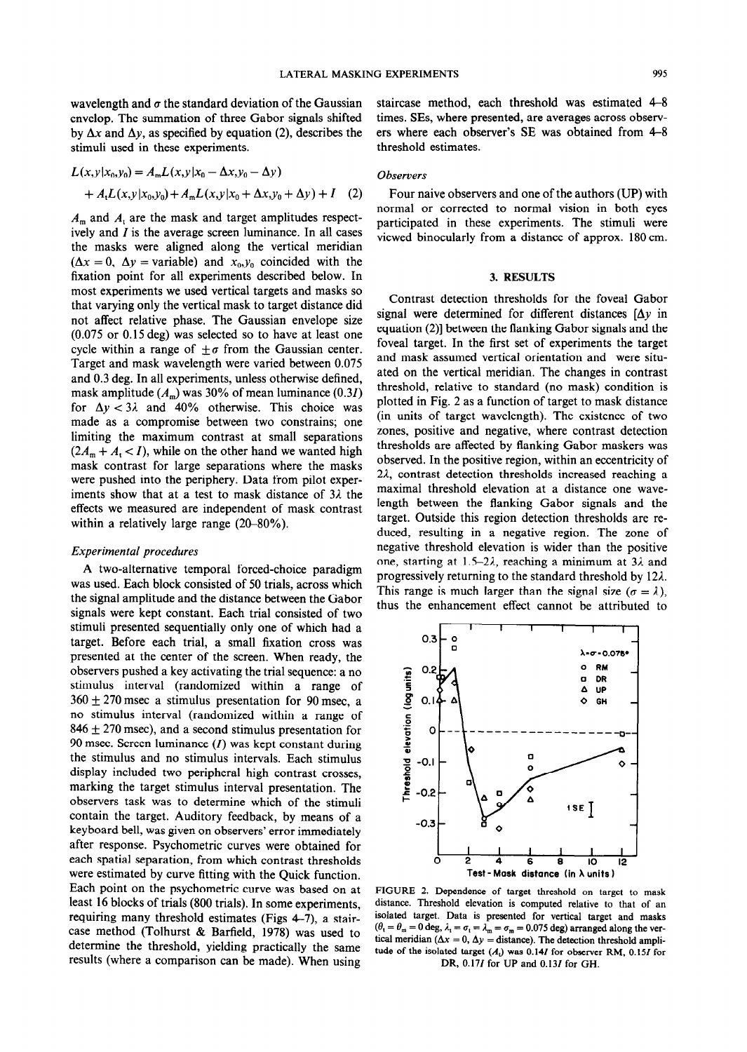wavelength and $\sigma$ the standard deviation of the Gaussian envelop. The summation of three Gabor signals shifted by $\Delta x$ and $\Delta y$, as specified by equation (2), describes the stimuli used in these experiments.

$$L(x,y|x_0,y_0) = A_m L(x,y|x_0 - \Delta x, y_0 - \Delta y) + A_t L(x,y|x_0,y_0) + A_m L(x,y|x_0 + \Delta x, y_0 + \Delta y) + I \quad (2)$$

$A_m$ and $A_t$ are the mask and target amplitudes respectively and $I$ is the average screen luminance. In all cases the masks were aligned along the vertical meridian ($\Delta x = 0$, $\Delta y$ = variable) and $x_0, y_0$ coincided with the fixation point for all experiments described below. In most experiments we used vertical targets and masks so that varying only the vertical mask to target distance did not affect relative phase. The Gaussian envelope size (0.075 or 0.15 deg) was selected so to have at least one cycle within a range of $\pm\sigma$ from the Gaussian center. Target and mask wavelength were varied between 0.075 and 0.3 deg. In all experiments, unless otherwise defined, mask amplitude ($A_m$) was 30% of mean luminance ($0.3I$) for $\Delta y < 3\lambda$ and 40% otherwise. This choice was made as a compromise between two constrains; one limiting the maximum contrast at small separations ($2A_m + A_t < I$), while on the other hand we wanted high mask contrast for large separations where the masks were pushed into the periphery. Data from pilot experiments show that at a test to mask distance of $3\lambda$ the effects we measured are independent of mask contrast within a relatively large range (20–80%).

### *Experimental procedures*

A two-alternative temporal forced-choice paradigm was used. Each block consisted of 50 trials, across which the signal amplitude and the distance between the Gabor signals were kept constant. Each trial consisted of two stimuli presented sequentially only one of which had a target. Before each trial, a small fixation cross was presented at the center of the screen. When ready, the observers pushed a key activating the trial sequence: a no stimulus interval (randomized within a range of $360 \pm 270$ msec a stimulus presentation for 90 msec, a no stimulus interval (randomized within a range of $846 \pm 270$ msec), and a second stimulus presentation for 90 msec. Screen luminance ($I$) was kept constant during the stimulus and no stimulus intervals. Each stimulus display included two peripheral high contrast crosses, marking the target stimulus interval presentation. The observers task was to determine which of the stimuli contain the target. Auditory feedback, by means of a keyboard bell, was given on observers' error immediately after response. Psychometric curves were obtained for each spatial separation, from which contrast thresholds were estimated by curve fitting with the Quick function. Each point on the psychometric curve was based on at least 16 blocks of trials (800 trials). In some experiments, requiring many threshold estimates (Figs 4–7), a staircase method (Tolhurst & Barfield, 1978) was used to determine the threshold, yielding practically the same results (where a comparison can be made). When using staircase method, each threshold was estimated 4–8 times. SEs, where presented, are averages across observers where each observer's SE was obtained from 4–8 threshold estimates.

### *Observers*

Four naive observers and one of the authors (UP) with normal or corrected to normal vision in both eyes participated in these experiments. The stimuli were viewed binocularly from a distance of approx. 180 cm.

## 3. RESULTS

Contrast detection thresholds for the foveal Gabor signal were determined for different distances [$\Delta y$ in equation (2)] between the flanking Gabor signals and the foveal target. In the first set of experiments the target and mask assumed vertical orientation and were situated on the vertical meridian. The changes in contrast threshold, relative to standard (no mask) condition is plotted in Fig. 2 as a function of target to mask distance (in units of target wavelength). The existence of two zones, positive and negative, where contrast detection thresholds are affected by flanking Gabor maskers was observed. In the positive region, within an eccentricity of $2\lambda$, contrast detection thresholds increased reaching a maximal threshold elevation at a distance one wavelength between the flanking Gabor signals and the target. Outside this region detection thresholds are reduced, resulting in a negative region. The zone of negative threshold elevation is wider than the positive one, starting at $1.5$–$2\lambda$, reaching a minimum at $3\lambda$ and progressively returning to the standard threshold by $12\lambda$. This range is much larger than the signal size ($\sigma = \lambda$), thus the enhancement effect cannot be attributed to

FIGURE 2. Dependence of target threshold on target to mask distance. Threshold elevation is computed relative to that of an isolated target. Data is presented for vertical target and masks ($\theta_t = \theta_m = 0$ deg, $\lambda_t = \sigma_t = \lambda_m = \sigma_m = 0.075$ deg) arranged along the vertical meridian ($\Delta x = 0$, $\Delta y$ = distance). The detection threshold amplitude of the isolated target ($A_t$) was $0.14I$ for observer RM, $0.15I$ for DR, $0.17I$ for UP and $0.13I$ for GH.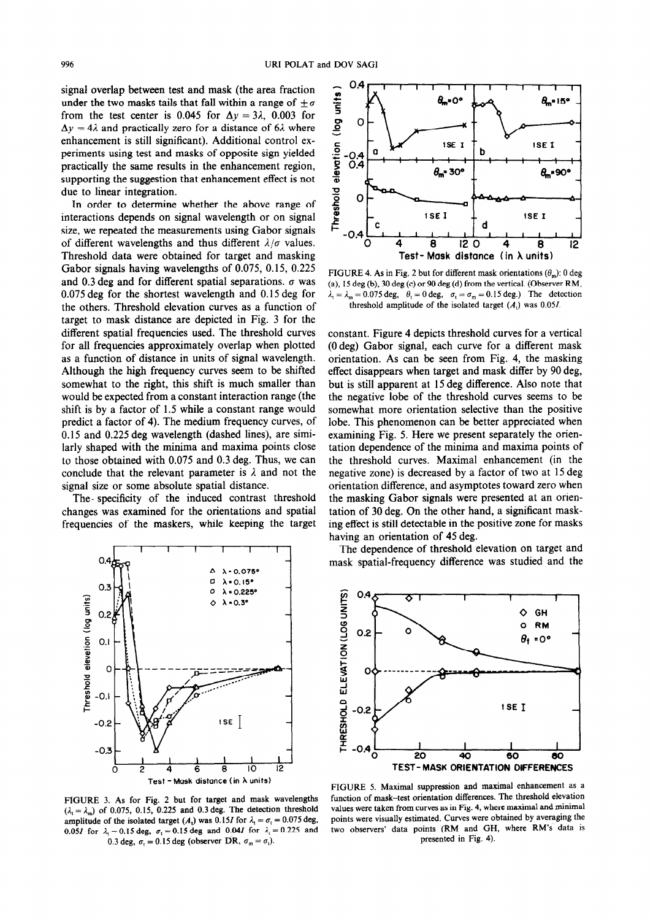signal overlap between test and mask (the area fraction under the two masks tails that fall within a range of $\pm\sigma$ from the test center is 0.045 for $\Delta y = 3\lambda$, 0.003 for $\Delta y = 4\lambda$ and practically zero for a distance of $6\lambda$ where enhancement is still significant). Additional control experiments using test and masks of opposite sign yielded practically the same results in the enhancement region, supporting the suggestion that enhancement effect is not due to linear integration.

In order to determine whether the above range of interactions depends on signal wavelength or on signal size, we repeated the measurements using Gabor signals of different wavelengths and thus different $\lambda/\sigma$ values. Threshold data were obtained for target and masking Gabor signals having wavelengths of 0.075, 0.15, 0.225 and 0.3 deg and for different spatial separations. $\sigma$ was 0.075 deg for the shortest wavelength and 0.15 deg for the others. Threshold elevation curves as a function of target to mask distance are depicted in Fig. 3 for the different spatial frequencies used. The threshold curves for all frequencies approximately overlap when plotted as a function of distance in units of signal wavelength. Although the high frequency curves seem to be shifted somewhat to the right, this shift is much smaller than would be expected from a constant interaction range (the shift is by a factor of 1.5 while a constant range would predict a factor of 4). The medium frequency curves, of 0.15 and 0.225 deg wavelength (dashed lines), are similarly shaped with the minima and maxima points close to those obtained with 0.075 and 0.3 deg. Thus, we can conclude that the relevant parameter is $\lambda$ and not the signal size or some absolute spatial distance.

The specificity of the induced contrast threshold changes was examined for the orientations and spatial frequencies of the maskers, while keeping the target

FIGURE 3. As for Fig. 2 but for target and mask wavelengths ($\lambda_t = \lambda_m$) of 0.075, 0.15, 0.225 and 0.3 deg. The detection threshold amplitude of the isolated target ($A_t$) was $0.15I$ for $\lambda_t = \sigma_t = 0.075$ deg, $0.05I$ for $\lambda_t = 0.15$ deg, $\sigma_t = 0.15$ deg and $0.04I$ for $\lambda_t = 0.225$ and 0.3 deg, $\sigma_t = 0.15$ deg (observer DR, $\sigma_m = \sigma_t$).

FIGURE 4. As in Fig. 2 but for different mask orientations ($\theta_m$): 0 deg (a), 15 deg (b), 30 deg (c) or 90 deg (d) from the vertical. (Observer RM, $\lambda_t = \lambda_m = 0.075$ deg, $\theta_t = 0$ deg, $\sigma_t = \sigma_m = 0.15$ deg.) The detection threshold amplitude of the isolated target ($A_t$) was $0.05I$.

constant. Figure 4 depicts threshold curves for a vertical (0 deg) Gabor signal, each curve for a different mask orientation. As can be seen from Fig. 4, the masking effect disappears when target and mask differ by 90 deg, but is still apparent at 15 deg difference. Also note that the negative lobe of the threshold curves seems to be somewhat more orientation selective than the positive lobe. This phenomenon can be better appreciated when examining Fig. 5. Here we present separately the orientation dependence of the minima and maxima points of the threshold curves. Maximal enhancement (in the negative zone) is decreased by a factor of two at 15 deg orientation difference, and asymptotes toward zero when the masking Gabor signals were presented at an orientation of 30 deg. On the other hand, a significant masking effect is still detectable in the positive zone for masks having an orientation of 45 deg.

The dependence of threshold elevation on target and mask spatial-frequency difference was studied and the

FIGURE 5. Maximal suppression and maximal enhancement as a function of mask–test orientation differences. The threshold elevation values were taken from curves as in Fig. 4, where maximal and minimal points were visually estimated. Curves were obtained by averaging the two observers' data points (RM and GH, where RM's data is presented in Fig. 4).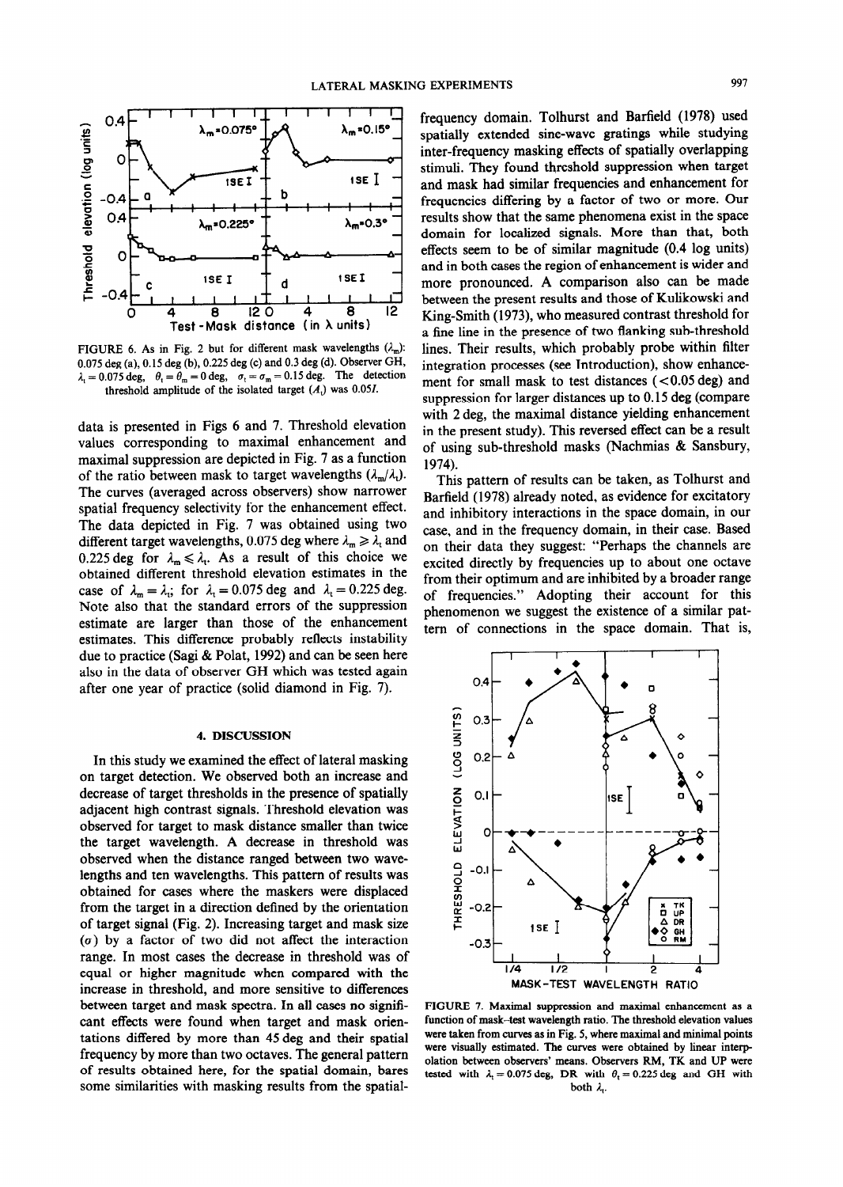FIGURE 6. As in Fig. 2 but for different mask wavelengths ($\lambda_m$): 0.075 deg (a), 0.15 deg (b), 0.225 deg (c) and 0.3 deg (d). Observer GH, $\lambda_t = 0.075$ deg, $\theta_t = \theta_m = 0$ deg, $\sigma_t = \sigma_m = 0.15$ deg. The detection threshold amplitude of the isolated target ($A_t$) was 0.05$l$.

data is presented in Figs 6 and 7. Threshold elevation values corresponding to maximal enhancement and maximal suppression are depicted in Fig. 7 as a function of the ratio between mask to target wavelengths ($\lambda_m/\lambda_t$). The curves (averaged across observers) show narrower spatial frequency selectivity for the enhancement effect. The data depicted in Fig. 7 was obtained using two different target wavelengths, 0.075 deg where $\lambda_m \geqslant \lambda_t$ and 0.225 deg for $\lambda_m \leqslant \lambda_t$. As a result of this choice we obtained different threshold elevation estimates in the case of $\lambda_m = \lambda_t$; for $\lambda_t = 0.075$ deg and $\lambda_t = 0.225$ deg. Note also that the standard errors of the suppression estimate are larger than those of the enhancement estimates. This difference probably reflects instability due to practice (Sagi & Polat, 1992) and can be seen here also in the data of observer GH which was tested again after one year of practice (solid diamond in Fig. 7).

## 4. DISCUSSION

In this study we examined the effect of lateral masking on target detection. We observed both an increase and decrease of target thresholds in the presence of spatially adjacent high contrast signals. Threshold elevation was observed for target to mask distance smaller than twice the target wavelength. A decrease in threshold was observed when the distance ranged between two wavelengths and ten wavelengths. This pattern of results was obtained for cases where the maskers were displaced from the target in a direction defined by the orientation of target signal (Fig. 2). Increasing target and mask size ($\sigma$) by a factor of two did not affect the interaction range. In most cases the decrease in threshold was of equal or higher magnitude when compared with the increase in threshold, and more sensitive to differences between target and mask spectra. In all cases no significant effects were found when target and mask orientations differed by more than 45 deg and their spatial frequency by more than two octaves. The general pattern of results obtained here, for the spatial domain, bares some similarities with masking results from the spatial-frequency domain. Tolhurst and Barfield (1978) used spatially extended sine-wave gratings while studying inter-frequency masking effects of spatially overlapping stimuli. They found threshold suppression when target and mask had similar frequencies and enhancement for frequencies differing by a factor of two or more. Our results show that the same phenomena exist in the space domain for localized signals. More than that, both effects seem to be of similar magnitude (0.4 log units) and in both cases the region of enhancement is wider and more pronounced. A comparison also can be made between the present results and those of Kulikowski and King-Smith (1973), who measured contrast threshold for a fine line in the presence of two flanking sub-threshold lines. Their results, which probably probe within filter integration processes (see Introduction), show enhancement for small mask to test distances (< 0.05 deg) and suppression for larger distances up to 0.15 deg (compare with 2 deg, the maximal distance yielding enhancement in the present study). This reversed effect can be a result of using sub-threshold masks (Nachmias & Sansbury, 1974).

This pattern of results can be taken, as Tolhurst and Barfield (1978) already noted, as evidence for excitatory and inhibitory interactions in the space domain, in our case, and in the frequency domain, in their case. Based on their data they suggest: "Perhaps the channels are excited directly by frequencies up to about one octave from their optimum and are inhibited by a broader range of frequencies." Adopting their account for this phenomenon we suggest the existence of a similar pattern of connections in the space domain. That is,

FIGURE 7. Maximal suppression and maximal enhancement as a function of mask–test wavelength ratio. The threshold elevation values were taken from curves as in Fig. 5, where maximal and minimal points were visually estimated. The curves were obtained by linear interpolation between observers' means. Observers RM, TK and UP were tested with $\lambda_t = 0.075$ deg, DR with $\theta_t = 0.225$ deg and GH with both $\lambda_t$.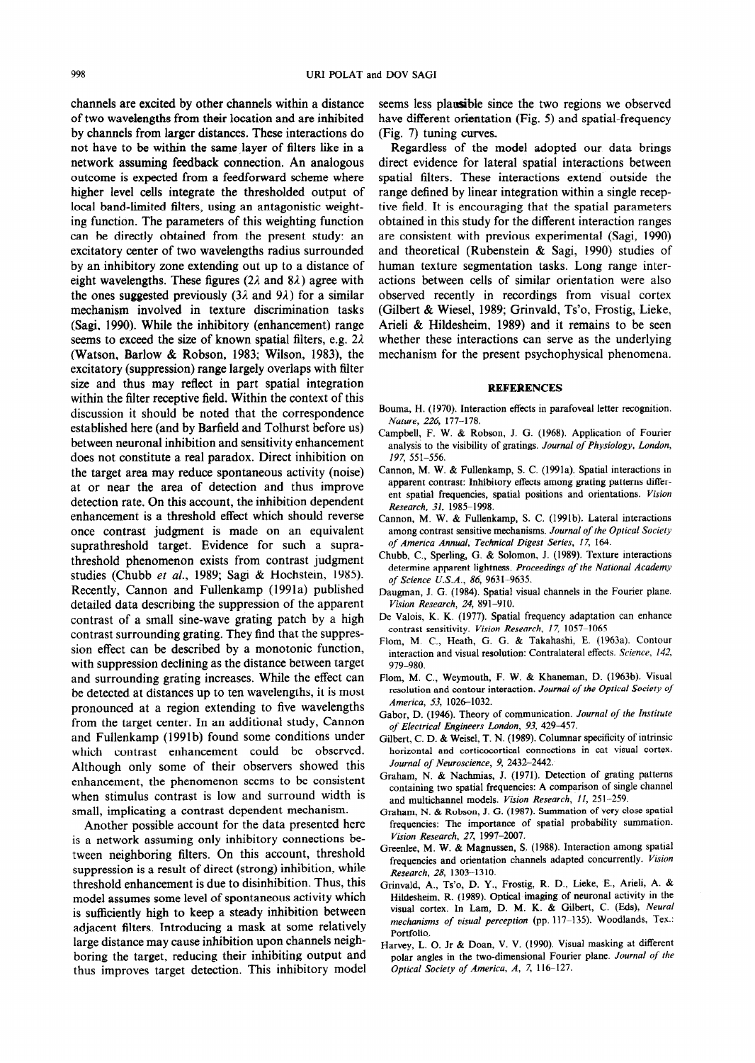channels are excited by other channels within a distance of two wavelengths from their location and are inhibited by channels from larger distances. These interactions do not have to be within the same layer of filters like in a network assuming feedback connection. An analogous outcome is expected from a feedforward scheme where higher level cells integrate the thresholded output of local band-limited filters, using an antagonistic weighting function. The parameters of this weighting function can be directly obtained from the present study: an excitatory center of two wavelengths radius surrounded by an inhibitory zone extending out up to a distance of eight wavelengths. These figures ($2\lambda$ and $8\lambda$) agree with the ones suggested previously ($3\lambda$ and $9\lambda$) for a similar mechanism involved in texture discrimination tasks (Sagi, 1990). While the inhibitory (enhancement) range seems to exceed the size of known spatial filters, e.g. $2\lambda$ (Watson, Barlow & Robson, 1983; Wilson, 1983), the excitatory (suppression) range largely overlaps with filter size and thus may reflect in part spatial integration within the filter receptive field. Within the context of this discussion it should be noted that the correspondence established here (and by Barfield and Tolhurst before us) between neuronal inhibition and sensitivity enhancement does not constitute a real paradox. Direct inhibition on the target area may reduce spontaneous activity (noise) at or near the area of detection and thus improve detection rate. On this account, the inhibition dependent enhancement is a threshold effect which should reverse once contrast judgment is made on an equivalent suprathreshold target. Evidence for such a suprathreshold phenomenon exists from contrast judgment studies (Chubb *et al.*, 1989; Sagi & Hochstein, 1985). Recently, Cannon and Fullenkamp (1991a) published detailed data describing the suppression of the apparent contrast of a small sine-wave grating patch by a high contrast surrounding grating. They find that the suppression effect can be described by a monotonic function, with suppression declining as the distance between target and surrounding grating increases. While the effect can be detected at distances up to ten wavelengths, it is most pronounced at a region extending to five wavelengths from the target center. In an additional study, Cannon and Fullenkamp (1991b) found some conditions under which contrast enhancement could be observed. Although only some of their observers showed this enhancement, the phenomenon seems to be consistent when stimulus contrast is low and surround width is small, implicating a contrast dependent mechanism.

Another possible account for the data presented here is a network assuming only inhibitory connections between neighboring filters. On this account, threshold suppression is a result of direct (strong) inhibition, while threshold enhancement is due to disinhibition. Thus, this model assumes some level of spontaneous activity which is sufficiently high to keep a steady inhibition between adjacent filters. Introducing a mask at some relatively large distance may cause inhibition upon channels neighboring the target, reducing their inhibiting output and thus improves target detection. This inhibitory model seems less plausible since the two regions we observed have different orientation (Fig. 5) and spatial-frequency (Fig. 7) tuning curves.

Regardless of the model adopted our data brings direct evidence for lateral spatial interactions between spatial filters. These interactions extend outside the range defined by linear integration within a single receptive field. It is encouraging that the spatial parameters obtained in this study for the different interaction ranges are consistent with previous experimental (Sagi, 1990) and theoretical (Rubenstein & Sagi, 1990) studies of human texture segmentation tasks. Long range interactions between cells of similar orientation were also observed recently in recordings from visual cortex (Gilbert & Wiesel, 1989; Grinvald, Ts'o, Frostig, Lieke, Arieli & Hildesheim, 1989) and it remains to be seen whether these interactions can serve as the underlying mechanism for the present psychophysical phenomena.

## REFERENCES

Bouma, H. (1970). Interaction effects in parafoveal letter recognition. *Nature, 226,* 177–178.

Campbell, F. W. & Robson, J. G. (1968). Application of Fourier analysis to the visibility of gratings. *Journal of Physiology, London, 197,* 551–556.

Cannon, M. W. & Fullenkamp, S. C. (1991a). Spatial interactions in apparent contrast: Inhibitory effects among grating patterns different spatial frequencies, spatial positions and orientations. *Vision Research, 31,* 1985–1998.

Cannon, M. W. & Fullenkamp, S. C. (1991b). Lateral interactions among contrast sensitive mechanisms. *Journal of the Optical Society of America Annual, Technical Digest Series, 17,* 164.

Chubb, C., Sperling, G. & Solomon, J. (1989). Texture interactions determine apparent lightness. *Proceedings of the National Academy of Science U.S.A., 86,* 9631–9635.

Daugman, J. G. (1984). Spatial visual channels in the Fourier plane. *Vision Research, 24,* 891–910.

De Valois, K. K. (1977). Spatial frequency adaptation can enhance contrast sensitivity. *Vision Research, 17,* 1057–1065.

Flom, M. C., Heath, G. G. & Takahashi, E. (1963a). Contour interaction and visual resolution: Contralateral effects. *Science, 142,* 979–980.

Flom, M. C., Weymouth, F. W. & Khaneman, D. (1963b). Visual resolution and contour interaction. *Journal of the Optical Society of America, 53,* 1026–1032.

Gabor, D. (1946). Theory of communication. *Journal of the Institute of Electrical Engineers London, 93,* 429–457.

Gilbert, C. D. & Weisel, T. N. (1989). Columnar specificity of intrinsic horizontal and corticocortical connections in cat visual cortex. *Journal of Neuroscience, 9,* 2432–2442.

Graham, N. & Nachmias, J. (1971). Detection of grating patterns containing two spatial frequencies: A comparison of single channel and multichannel models. *Vision Research, 11,* 251–259.

Graham, N. & Robson, J. G. (1987). Summation of very close spatial frequencies: The importance of spatial probability summation. *Vision Research, 27,* 1997–2007.

Greenlee, M. W. & Magnussen, S. (1988). Interaction among spatial frequencies and orientation channels adapted concurrently. *Vision Research, 28,* 1303–1310.

Grinvald, A., Ts'o, D. Y., Frostig, R. D., Lieke, E., Arieli, A. & Hildesheim, R. (1989). Optical imaging of neuronal activity in the visual cortex. In Lam, D. M. K. & Gilbert, C. (Eds), *Neural mechanisms of visual perception* (pp. 117–135). Woodlands, Tex.: Portfolio.

Harvey, L. O. Jr & Doan, V. V. (1990). Visual masking at different polar angles in the two-dimensional Fourier plane. *Journal of the Optical Society of America, A, 7,* 116–127.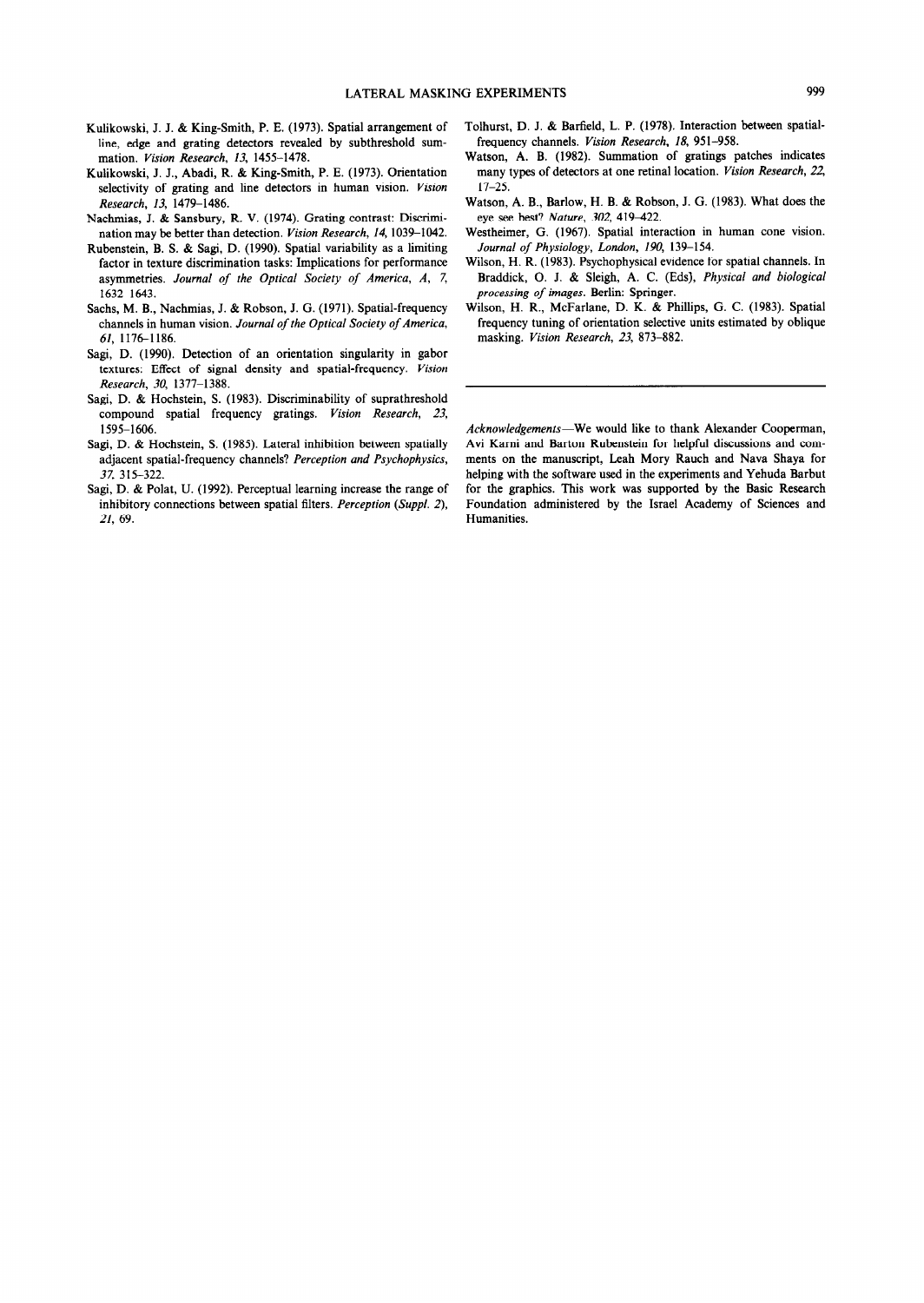Kulikowski, J. J. & King-Smith, P. E. (1973). Spatial arrangement of line, edge and grating detectors revealed by subthreshold summation. *Vision Research, 13*, 1455–1478.

Kulikowski, J. J., Abadi, R. & King-Smith, P. E. (1973). Orientation selectivity of grating and line detectors in human vision. *Vision Research, 13*, 1479–1486.

Nachmias, J. & Sansbury, R. V. (1974). Grating contrast: Discrimination may be better than detection. *Vision Research, 14*, 1039–1042.

Rubenstein, B. S. & Sagi, D. (1990). Spatial variability as a limiting factor in texture discrimination tasks: Implications for performance asymmetries. *Journal of the Optical Society of America, A, 7*, 1632 1643.

Sachs, M. B., Nachmias, J. & Robson, J. G. (1971). Spatial-frequency channels in human vision. *Journal of the Optical Society of America, 61*, 1176–1186.

Sagi, D. (1990). Detection of an orientation singularity in gabor textures: Effect of signal density and spatial-frequency. *Vision Research, 30*, 1377–1388.

Sagi, D. & Hochstein, S. (1983). Discriminability of suprathreshold compound spatial frequency gratings. *Vision Research, 23*, 1595–1606.

Sagi, D. & Hochstein, S. (1985). Lateral inhibition between spatially adjacent spatial-frequency channels? *Perception and Psychophysics, 37*, 315–322.

Sagi, D. & Polat, U. (1992). Perceptual learning increase the range of inhibitory connections between spatial filters. *Perception (Suppl. 2), 21*, 69.

Tolhurst, D. J. & Barfield, L. P. (1978). Interaction between spatial-frequency channels. *Vision Research, 18*, 951–958.

Watson, A. B. (1982). Summation of gratings patches indicates many types of detectors at one retinal location. *Vision Research, 22*, 17–25.

Watson, A. B., Barlow, H. B. & Robson, J. G. (1983). What does the eye see best? *Nature, 302*, 419–422.

Westheimer, G. (1967). Spatial interaction in human cone vision. *Journal of Physiology, London, 190*, 139–154.

Wilson, H. R. (1983). Psychophysical evidence for spatial channels. In Braddick, O. J. & Sleigh, A. C. (Eds), *Physical and biological processing of images*. Berlin: Springer.

Wilson, H. R., McFarlane, D. K. & Phillips, G. C. (1983). Spatial frequency tuning of orientation selective units estimated by oblique masking. *Vision Research, 23*, 873–882.

---

*Acknowledgements*—We would like to thank Alexander Cooperman, Avi Karni and Barton Rubenstein for helpful discussions and comments on the manuscript, Leah Mory Rauch and Nava Shaya for helping with the software used in the experiments and Yehuda Barbut for the graphics. This work was supported by the Basic Research Foundation administered by the Israel Academy of Sciences and Humanities.